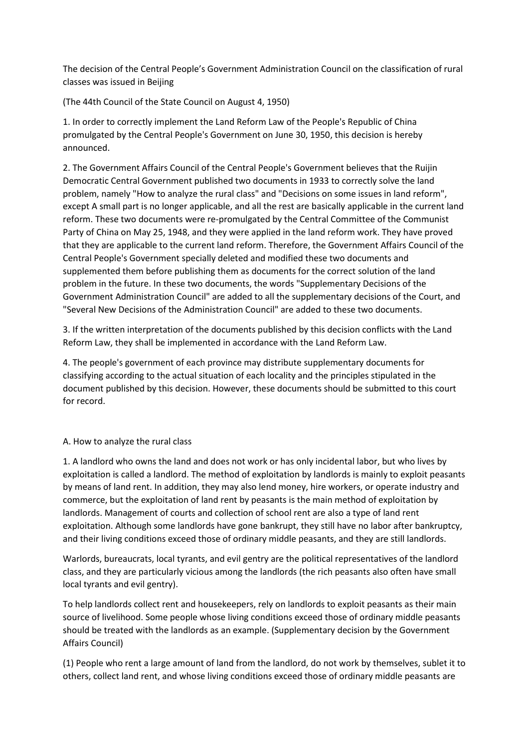The decision of the Central People's Government Administration Council on the classification of rural classes was issued in Beijing

(The 44th Council of the State Council on August 4, 1950)

1. In order to correctly implement the Land Reform Law of the People's Republic of China promulgated by the Central People's Government on June 30, 1950, this decision is hereby announced.

2. The Government Affairs Council of the Central People's Government believes that the Ruijin Democratic Central Government published two documents in 1933 to correctly solve the land problem, namely "How to analyze the rural class" and "Decisions on some issues in land reform", except A small part is no longer applicable, and all the rest are basically applicable in the current land reform. These two documents were re-promulgated by the Central Committee of the Communist Party of China on May 25, 1948, and they were applied in the land reform work. They have proved that they are applicable to the current land reform. Therefore, the Government Affairs Council of the Central People's Government specially deleted and modified these two documents and supplemented them before publishing them as documents for the correct solution of the land problem in the future. In these two documents, the words "Supplementary Decisions of the Government Administration Council" are added to all the supplementary decisions of the Court, and "Several New Decisions of the Administration Council" are added to these two documents.

3. If the written interpretation of the documents published by this decision conflicts with the Land Reform Law, they shall be implemented in accordance with the Land Reform Law.

4. The people's government of each province may distribute supplementary documents for classifying according to the actual situation of each locality and the principles stipulated in the document published by this decision. However, these documents should be submitted to this court for record.

## A. How to analyze the rural class

1. A landlord who owns the land and does not work or has only incidental labor, but who lives by exploitation is called a landlord. The method of exploitation by landlords is mainly to exploit peasants by means of land rent. In addition, they may also lend money, hire workers, or operate industry and commerce, but the exploitation of land rent by peasants is the main method of exploitation by landlords. Management of courts and collection of school rent are also a type of land rent exploitation. Although some landlords have gone bankrupt, they still have no labor after bankruptcy, and their living conditions exceed those of ordinary middle peasants, and they are still landlords.

Warlords, bureaucrats, local tyrants, and evil gentry are the political representatives of the landlord class, and they are particularly vicious among the landlords (the rich peasants also often have small local tyrants and evil gentry).

To help landlords collect rent and housekeepers, rely on landlords to exploit peasants as their main source of livelihood. Some people whose living conditions exceed those of ordinary middle peasants should be treated with the landlords as an example. (Supplementary decision by the Government Affairs Council)

(1) People who rent a large amount of land from the landlord, do not work by themselves, sublet it to others, collect land rent, and whose living conditions exceed those of ordinary middle peasants are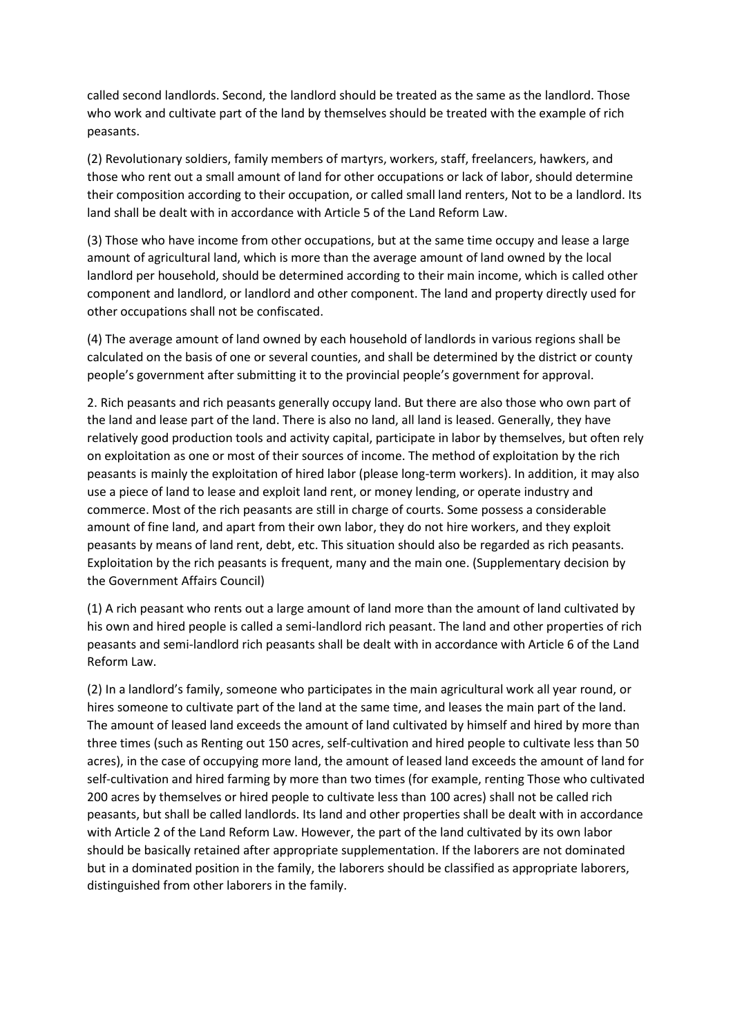called second landlords. Second, the landlord should be treated as the same as the landlord. Those who work and cultivate part of the land by themselves should be treated with the example of rich peasants.

(2) Revolutionary soldiers, family members of martyrs, workers, staff, freelancers, hawkers, and those who rent out a small amount of land for other occupations or lack of labor, should determine their composition according to their occupation, or called small land renters, Not to be a landlord. Its land shall be dealt with in accordance with Article 5 of the Land Reform Law.

(3) Those who have income from other occupations, but at the same time occupy and lease a large amount of agricultural land, which is more than the average amount of land owned by the local landlord per household, should be determined according to their main income, which is called other component and landlord, or landlord and other component. The land and property directly used for other occupations shall not be confiscated.

(4) The average amount of land owned by each household of landlords in various regions shall be calculated on the basis of one or several counties, and shall be determined by the district or county people's government after submitting it to the provincial people's government for approval.

2. Rich peasants and rich peasants generally occupy land. But there are also those who own part of the land and lease part of the land. There is also no land, all land is leased. Generally, they have relatively good production tools and activity capital, participate in labor by themselves, but often rely on exploitation as one or most of their sources of income. The method of exploitation by the rich peasants is mainly the exploitation of hired labor (please long-term workers). In addition, it may also use a piece of land to lease and exploit land rent, or money lending, or operate industry and commerce. Most of the rich peasants are still in charge of courts. Some possess a considerable amount of fine land, and apart from their own labor, they do not hire workers, and they exploit peasants by means of land rent, debt, etc. This situation should also be regarded as rich peasants. Exploitation by the rich peasants is frequent, many and the main one. (Supplementary decision by the Government Affairs Council)

(1) A rich peasant who rents out a large amount of land more than the amount of land cultivated by his own and hired people is called a semi-landlord rich peasant. The land and other properties of rich peasants and semi-landlord rich peasants shall be dealt with in accordance with Article 6 of the Land Reform Law.

(2) In a landlord's family, someone who participates in the main agricultural work all year round, or hires someone to cultivate part of the land at the same time, and leases the main part of the land. The amount of leased land exceeds the amount of land cultivated by himself and hired by more than three times (such as Renting out 150 acres, self-cultivation and hired people to cultivate less than 50 acres), in the case of occupying more land, the amount of leased land exceeds the amount of land for self-cultivation and hired farming by more than two times (for example, renting Those who cultivated 200 acres by themselves or hired people to cultivate less than 100 acres) shall not be called rich peasants, but shall be called landlords. Its land and other properties shall be dealt with in accordance with Article 2 of the Land Reform Law. However, the part of the land cultivated by its own labor should be basically retained after appropriate supplementation. If the laborers are not dominated but in a dominated position in the family, the laborers should be classified as appropriate laborers, distinguished from other laborers in the family.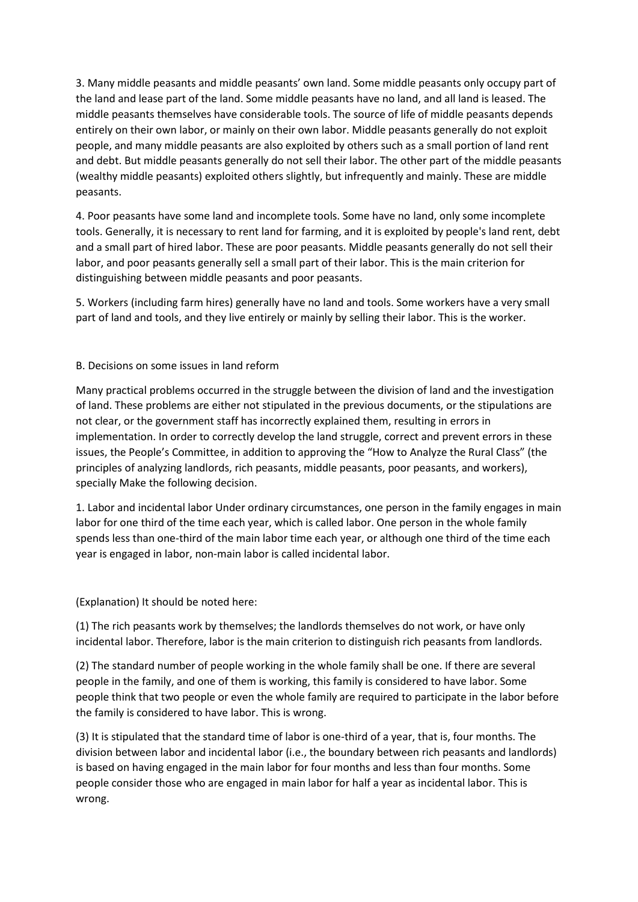3. Many middle peasants and middle peasants' own land. Some middle peasants only occupy part of the land and lease part of the land. Some middle peasants have no land, and all land is leased. The middle peasants themselves have considerable tools. The source of life of middle peasants depends entirely on their own labor, or mainly on their own labor. Middle peasants generally do not exploit people, and many middle peasants are also exploited by others such as a small portion of land rent and debt. But middle peasants generally do not sell their labor. The other part of the middle peasants (wealthy middle peasants) exploited others slightly, but infrequently and mainly. These are middle peasants.

4. Poor peasants have some land and incomplete tools. Some have no land, only some incomplete tools. Generally, it is necessary to rent land for farming, and it is exploited by people's land rent, debt and a small part of hired labor. These are poor peasants. Middle peasants generally do not sell their labor, and poor peasants generally sell a small part of their labor. This is the main criterion for distinguishing between middle peasants and poor peasants.

5. Workers (including farm hires) generally have no land and tools. Some workers have a very small part of land and tools, and they live entirely or mainly by selling their labor. This is the worker.

B. Decisions on some issues in land reform

Many practical problems occurred in the struggle between the division of land and the investigation of land. These problems are either not stipulated in the previous documents, or the stipulations are not clear, or the government staff has incorrectly explained them, resulting in errors in implementation. In order to correctly develop the land struggle, correct and prevent errors in these issues, the People's Committee, in addition to approving the "How to Analyze the Rural Class" (the principles of analyzing landlords, rich peasants, middle peasants, poor peasants, and workers), specially Make the following decision.

1. Labor and incidental labor Under ordinary circumstances, one person in the family engages in main labor for one third of the time each year, which is called labor. One person in the whole family spends less than one-third of the main labor time each year, or although one third of the time each year is engaged in labor, non-main labor is called incidental labor.

(Explanation) It should be noted here:

(1) The rich peasants work by themselves; the landlords themselves do not work, or have only incidental labor. Therefore, labor is the main criterion to distinguish rich peasants from landlords.

(2) The standard number of people working in the whole family shall be one. If there are several people in the family, and one of them is working, this family is considered to have labor. Some people think that two people or even the whole family are required to participate in the labor before the family is considered to have labor. This is wrong.

(3) It is stipulated that the standard time of labor is one-third of a year, that is, four months. The division between labor and incidental labor (i.e., the boundary between rich peasants and landlords) is based on having engaged in the main labor for four months and less than four months. Some people consider those who are engaged in main labor for half a year as incidental labor. This is wrong.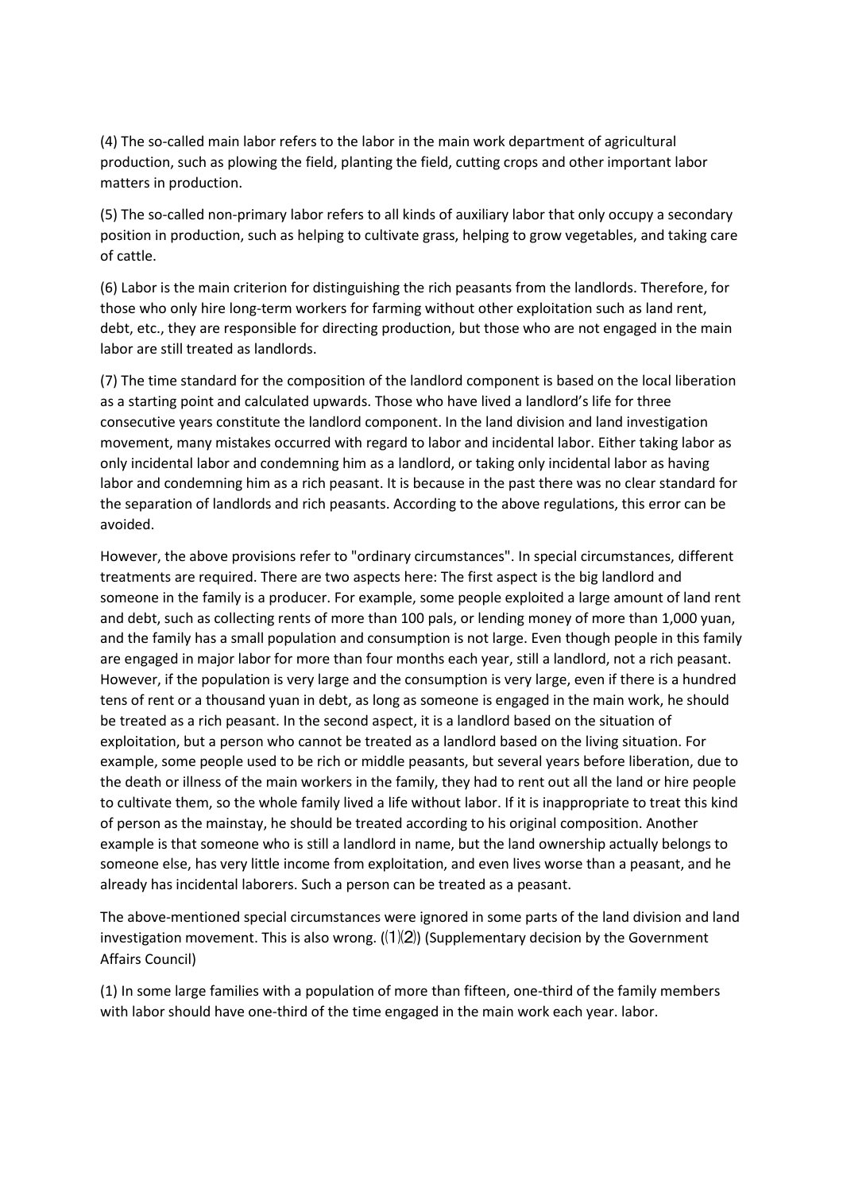(4) The so-called main labor refers to the labor in the main work department of agricultural production, such as plowing the field, planting the field, cutting crops and other important labor matters in production.

(5) The so-called non-primary labor refers to all kinds of auxiliary labor that only occupy a secondary position in production, such as helping to cultivate grass, helping to grow vegetables, and taking care of cattle.

(6) Labor is the main criterion for distinguishing the rich peasants from the landlords. Therefore, for those who only hire long-term workers for farming without other exploitation such as land rent, debt, etc., they are responsible for directing production, but those who are not engaged in the main labor are still treated as landlords.

(7) The time standard for the composition of the landlord component is based on the local liberation as a starting point and calculated upwards. Those who have lived a landlord's life for three consecutive years constitute the landlord component. In the land division and land investigation movement, many mistakes occurred with regard to labor and incidental labor. Either taking labor as only incidental labor and condemning him as a landlord, or taking only incidental labor as having labor and condemning him as a rich peasant. It is because in the past there was no clear standard for the separation of landlords and rich peasants. According to the above regulations, this error can be avoided.

However, the above provisions refer to "ordinary circumstances". In special circumstances, different treatments are required. There are two aspects here: The first aspect is the big landlord and someone in the family is a producer. For example, some people exploited a large amount of land rent and debt, such as collecting rents of more than 100 pals, or lending money of more than 1,000 yuan, and the family has a small population and consumption is not large. Even though people in this family are engaged in major labor for more than four months each year, still a landlord, not a rich peasant. However, if the population is very large and the consumption is very large, even if there is a hundred tens of rent or a thousand yuan in debt, as long as someone is engaged in the main work, he should be treated as a rich peasant. In the second aspect, it is a landlord based on the situation of exploitation, but a person who cannot be treated as a landlord based on the living situation. For example, some people used to be rich or middle peasants, but several years before liberation, due to the death or illness of the main workers in the family, they had to rent out all the land or hire people to cultivate them, so the whole family lived a life without labor. If it is inappropriate to treat this kind of person as the mainstay, he should be treated according to his original composition. Another example is that someone who is still a landlord in name, but the land ownership actually belongs to someone else, has very little income from exploitation, and even lives worse than a peasant, and he already has incidental laborers. Such a person can be treated as a peasant.

The above-mentioned special circumstances were ignored in some parts of the land division and land investigation movement. This is also wrong. (⑴⑵) (Supplementary decision by the Government Affairs Council)

(1) In some large families with a population of more than fifteen, one-third of the family members with labor should have one-third of the time engaged in the main work each year. labor.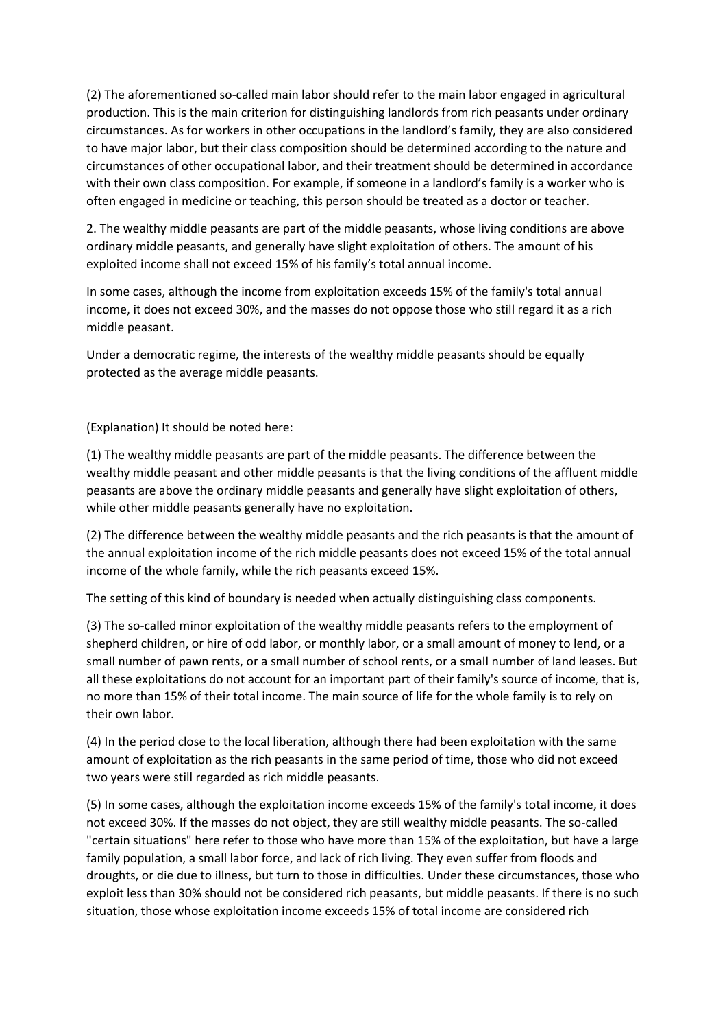(2) The aforementioned so-called main labor should refer to the main labor engaged in agricultural production. This is the main criterion for distinguishing landlords from rich peasants under ordinary circumstances. As for workers in other occupations in the landlord's family, they are also considered to have major labor, but their class composition should be determined according to the nature and circumstances of other occupational labor, and their treatment should be determined in accordance with their own class composition. For example, if someone in a landlord's family is a worker who is often engaged in medicine or teaching, this person should be treated as a doctor or teacher.

2. The wealthy middle peasants are part of the middle peasants, whose living conditions are above ordinary middle peasants, and generally have slight exploitation of others. The amount of his exploited income shall not exceed 15% of his family's total annual income.

In some cases, although the income from exploitation exceeds 15% of the family's total annual income, it does not exceed 30%, and the masses do not oppose those who still regard it as a rich middle peasant.

Under a democratic regime, the interests of the wealthy middle peasants should be equally protected as the average middle peasants.

(Explanation) It should be noted here:

(1) The wealthy middle peasants are part of the middle peasants. The difference between the wealthy middle peasant and other middle peasants is that the living conditions of the affluent middle peasants are above the ordinary middle peasants and generally have slight exploitation of others, while other middle peasants generally have no exploitation.

(2) The difference between the wealthy middle peasants and the rich peasants is that the amount of the annual exploitation income of the rich middle peasants does not exceed 15% of the total annual income of the whole family, while the rich peasants exceed 15%.

The setting of this kind of boundary is needed when actually distinguishing class components.

(3) The so-called minor exploitation of the wealthy middle peasants refers to the employment of shepherd children, or hire of odd labor, or monthly labor, or a small amount of money to lend, or a small number of pawn rents, or a small number of school rents, or a small number of land leases. But all these exploitations do not account for an important part of their family's source of income, that is, no more than 15% of their total income. The main source of life for the whole family is to rely on their own labor.

(4) In the period close to the local liberation, although there had been exploitation with the same amount of exploitation as the rich peasants in the same period of time, those who did not exceed two years were still regarded as rich middle peasants.

(5) In some cases, although the exploitation income exceeds 15% of the family's total income, it does not exceed 30%. If the masses do not object, they are still wealthy middle peasants. The so-called "certain situations" here refer to those who have more than 15% of the exploitation, but have a large family population, a small labor force, and lack of rich living. They even suffer from floods and droughts, or die due to illness, but turn to those in difficulties. Under these circumstances, those who exploit less than 30% should not be considered rich peasants, but middle peasants. If there is no such situation, those whose exploitation income exceeds 15% of total income are considered rich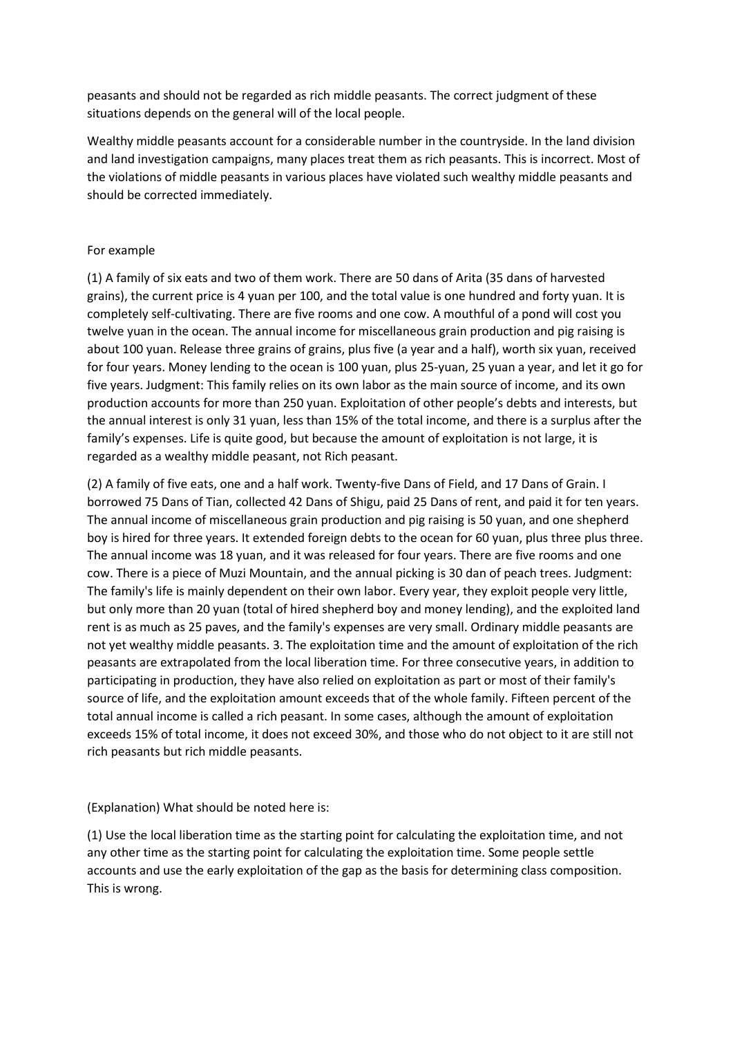peasants and should not be regarded as rich middle peasants. The correct judgment of these situations depends on the general will of the local people.

Wealthy middle peasants account for a considerable number in the countryside. In the land division and land investigation campaigns, many places treat them as rich peasants. This is incorrect. Most of the violations of middle peasants in various places have violated such wealthy middle peasants and should be corrected immediately.

For example

(1) A family of six eats and two of them work. There are 50 dans of Arita (35 dans of harvested grains), the current price is 4 yuan per 100, and the total value is one hundred and forty yuan. It is completely self-cultivating. There are five rooms and one cow. A mouthful of a pond will cost you twelve yuan in the ocean. The annual income for miscellaneous grain production and pig raising is about 100 yuan. Release three grains of grains, plus five (a year and a half), worth six yuan, received for four years. Money lending to the ocean is 100 yuan, plus 25-yuan, 25 yuan a year, and let it go for five years. Judgment: This family relies on its own labor as the main source of income, and its own production accounts for more than 250 yuan. Exploitation of other people's debts and interests, but the annual interest is only 31 yuan, less than 15% of the total income, and there is a surplus after the family's expenses. Life is quite good, but because the amount of exploitation is not large, it is regarded as a wealthy middle peasant, not Rich peasant.

(2) A family of five eats, one and a half work. Twenty-five Dans of Field, and 17 Dans of Grain. I borrowed 75 Dans of Tian, collected 42 Dans of Shigu, paid 25 Dans of rent, and paid it for ten years. The annual income of miscellaneous grain production and pig raising is 50 yuan, and one shepherd boy is hired for three years. It extended foreign debts to the ocean for 60 yuan, plus three plus three. The annual income was 18 yuan, and it was released for four years. There are five rooms and one cow. There is a piece of Muzi Mountain, and the annual picking is 30 dan of peach trees. Judgment: The family's life is mainly dependent on their own labor. Every year, they exploit people very little, but only more than 20 yuan (total of hired shepherd boy and money lending), and the exploited land rent is as much as 25 paves, and the family's expenses are very small. Ordinary middle peasants are not yet wealthy middle peasants. 3. The exploitation time and the amount of exploitation of the rich peasants are extrapolated from the local liberation time. For three consecutive years, in addition to participating in production, they have also relied on exploitation as part or most of their family's source of life, and the exploitation amount exceeds that of the whole family. Fifteen percent of the total annual income is called a rich peasant. In some cases, although the amount of exploitation exceeds 15% of total income, it does not exceed 30%, and those who do not object to it are still not rich peasants but rich middle peasants.

(Explanation) What should be noted here is:

(1) Use the local liberation time as the starting point for calculating the exploitation time, and not any other time as the starting point for calculating the exploitation time. Some people settle accounts and use the early exploitation of the gap as the basis for determining class composition. This is wrong.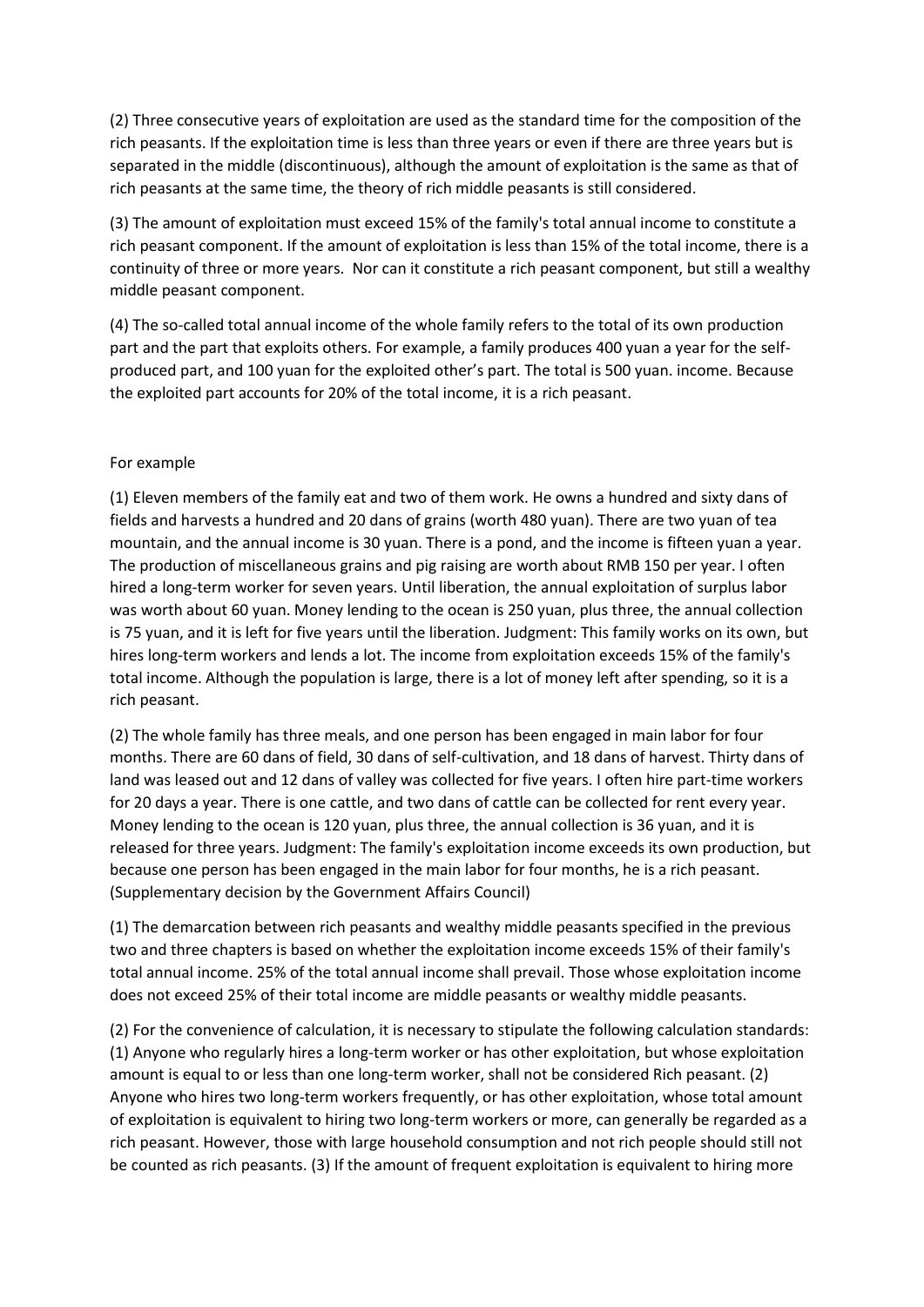(2) Three consecutive years of exploitation are used as the standard time for the composition of the rich peasants. If the exploitation time is less than three years or even if there are three years but is separated in the middle (discontinuous), although the amount of exploitation is the same as that of rich peasants at the same time, the theory of rich middle peasants is still considered.

(3) The amount of exploitation must exceed 15% of the family's total annual income to constitute a rich peasant component. If the amount of exploitation is less than 15% of the total income, there is a continuity of three or more years. Nor can it constitute a rich peasant component, but still a wealthy middle peasant component.

(4) The so-called total annual income of the whole family refers to the total of its own production part and the part that exploits others. For example, a family produces 400 yuan a year for the self-produced part, and 100 yuan for the exploited other's part. The total is 500 yuan. income. Because the exploited part accounts for 20% of the total income, it is a rich peasant.

For example

(1) Eleven members of the family eat and two of them work. He owns a hundred and sixty dans of fields and harvests a hundred and 20 dans of grains (worth 480 yuan). There are two yuan of tea mountain, and the annual income is 30 yuan. There is a pond, and the income is fifteen yuan a year. The production of miscellaneous grains and pig raising are worth about RMB 150 per year. I often hired a long-term worker for seven years. Until liberation, the annual exploitation of surplus labor was worth about 60 yuan. Money lending to the ocean is 250 yuan, plus three, the annual collection is 75 yuan, and it is left for five years until the liberation. Judgment: This family works on its own, but hires long-term workers and lends a lot. The income from exploitation exceeds 15% of the family's total income. Although the population is large, there is a lot of money left after spending, so it is a rich peasant.

(2) The whole family has three meals, and one person has been engaged in main labor for four months. There are 60 dans of field, 30 dans of self-cultivation, and 18 dans of harvest. Thirty dans of land was leased out and 12 dans of valley was collected for five years. I often hire part-time workers for 20 days a year. There is one cattle, and two dans of cattle can be collected for rent every year. Money lending to the ocean is 120 yuan, plus three, the annual collection is 36 yuan, and it is released for three years. Judgment: The family's exploitation income exceeds its own production, but because one person has been engaged in the main labor for four months, he is a rich peasant. (Supplementary decision by the Government Affairs Council)

(1) The demarcation between rich peasants and wealthy middle peasants specified in the previous two and three chapters is based on whether the exploitation income exceeds 15% of their family's total annual income. 25% of the total annual income shall prevail. Those whose exploitation income does not exceed 25% of their total income are middle peasants or wealthy middle peasants.

(2) For the convenience of calculation, it is necessary to stipulate the following calculation standards: (1) Anyone who regularly hires a long-term worker or has other exploitation, but whose exploitation amount is equal to or less than one long-term worker, shall not be considered Rich peasant. (2) Anyone who hires two long-term workers frequently, or has other exploitation, whose total amount of exploitation is equivalent to hiring two long-term workers or more, can generally be regarded as a rich peasant. However, those with large household consumption and not rich people should still not be counted as rich peasants. (3) If the amount of frequent exploitation is equivalent to hiring more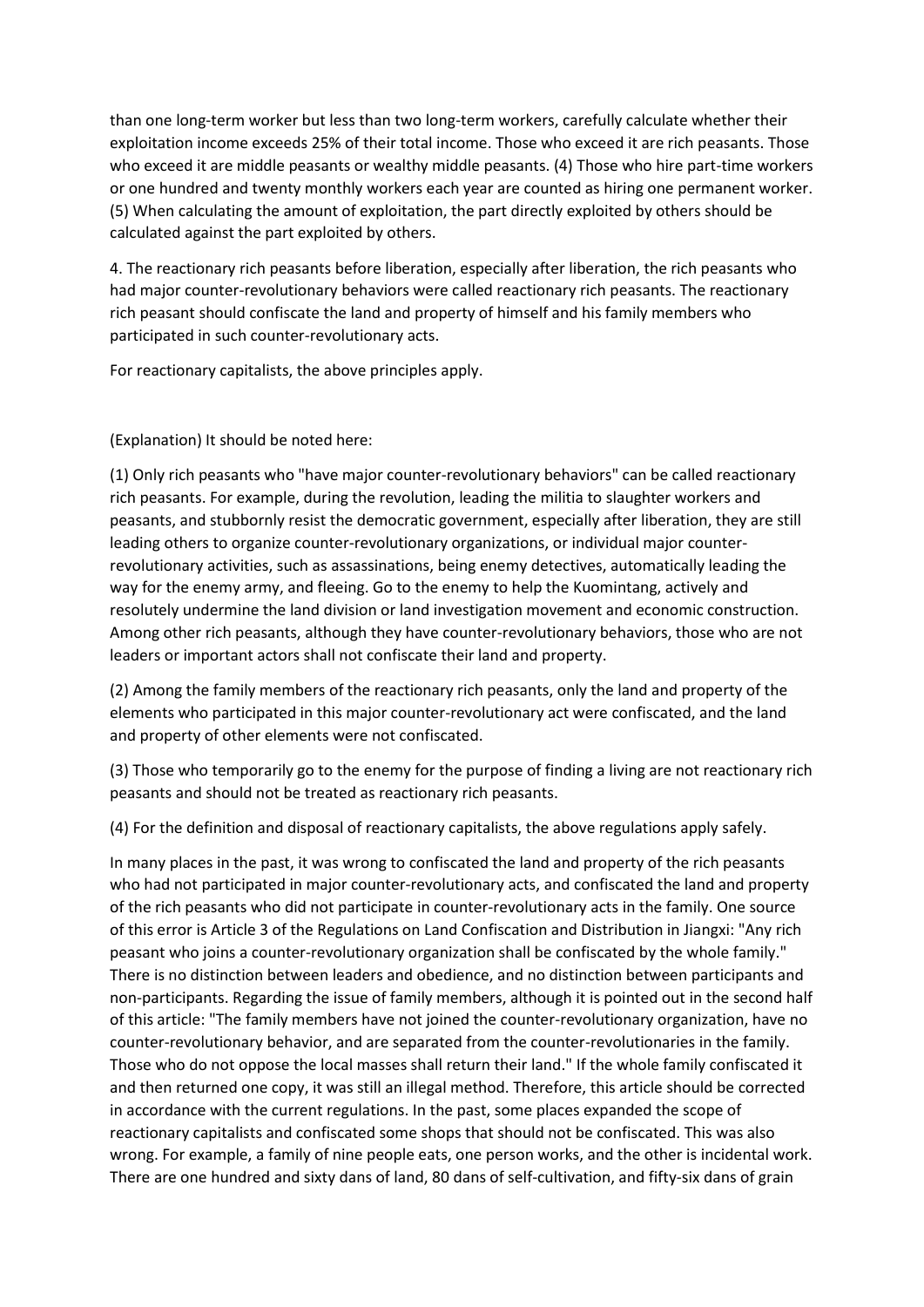than one long-term worker but less than two long-term workers, carefully calculate whether their exploitation income exceeds 25% of their total income. Those who exceed it are rich peasants. Those who exceed it are middle peasants or wealthy middle peasants. (4) Those who hire part-time workers or one hundred and twenty monthly workers each year are counted as hiring one permanent worker. (5) When calculating the amount of exploitation, the part directly exploited by others should be calculated against the part exploited by others.

4. The reactionary rich peasants before liberation, especially after liberation, the rich peasants who had major counter-revolutionary behaviors were called reactionary rich peasants. The reactionary rich peasant should confiscate the land and property of himself and his family members who participated in such counter-revolutionary acts.

For reactionary capitalists, the above principles apply.

(Explanation) It should be noted here:

(1) Only rich peasants who "have major counter-revolutionary behaviors" can be called reactionary rich peasants. For example, during the revolution, leading the militia to slaughter workers and peasants, and stubbornly resist the democratic government, especially after liberation, they are still leading others to organize counter-revolutionary organizations, or individual major counter-revolutionary activities, such as assassinations, being enemy detectives, automatically leading the way for the enemy army, and fleeing. Go to the enemy to help the Kuomintang, actively and resolutely undermine the land division or land investigation movement and economic construction. Among other rich peasants, although they have counter-revolutionary behaviors, those who are not leaders or important actors shall not confiscate their land and property.

(2) Among the family members of the reactionary rich peasants, only the land and property of the elements who participated in this major counter-revolutionary act were confiscated, and the land and property of other elements were not confiscated.

(3) Those who temporarily go to the enemy for the purpose of finding a living are not reactionary rich peasants and should not be treated as reactionary rich peasants.

(4) For the definition and disposal of reactionary capitalists, the above regulations apply safely.

In many places in the past, it was wrong to confiscated the land and property of the rich peasants who had not participated in major counter-revolutionary acts, and confiscated the land and property of the rich peasants who did not participate in counter-revolutionary acts in the family. One source of this error is Article 3 of the Regulations on Land Confiscation and Distribution in Jiangxi: "Any rich peasant who joins a counter-revolutionary organization shall be confiscated by the whole family." There is no distinction between leaders and obedience, and no distinction between participants and non-participants. Regarding the issue of family members, although it is pointed out in the second half of this article: "The family members have not joined the counter-revolutionary organization, have no counter-revolutionary behavior, and are separated from the counter-revolutionaries in the family. Those who do not oppose the local masses shall return their land." If the whole family confiscated it and then returned one copy, it was still an illegal method. Therefore, this article should be corrected in accordance with the current regulations. In the past, some places expanded the scope of reactionary capitalists and confiscated some shops that should not be confiscated. This was also wrong. For example, a family of nine people eats, one person works, and the other is incidental work. There are one hundred and sixty dans of land, 80 dans of self-cultivation, and fifty-six dans of grain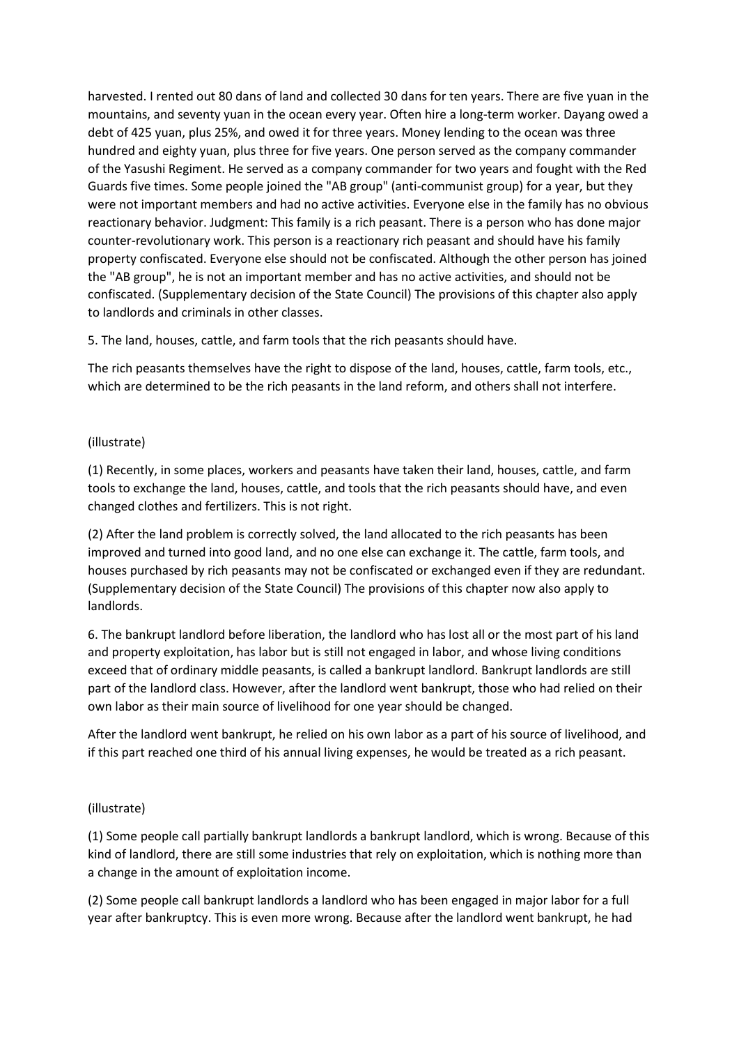harvested. I rented out 80 dans of land and collected 30 dans for ten years. There are five yuan in the mountains, and seventy yuan in the ocean every year. Often hire a long-term worker. Dayang owed a debt of 425 yuan, plus 25%, and owed it for three years. Money lending to the ocean was three hundred and eighty yuan, plus three for five years. One person served as the company commander of the Yasushi Regiment. He served as a company commander for two years and fought with the Red Guards five times. Some people joined the "AB group" (anti-communist group) for a year, but they were not important members and had no active activities. Everyone else in the family has no obvious reactionary behavior. Judgment: This family is a rich peasant. There is a person who has done major counter-revolutionary work. This person is a reactionary rich peasant and should have his family property confiscated. Everyone else should not be confiscated. Although the other person has joined the "AB group", he is not an important member and has no active activities, and should not be confiscated. (Supplementary decision of the State Council) The provisions of this chapter also apply to landlords and criminals in other classes.

5. The land, houses, cattle, and farm tools that the rich peasants should have.

The rich peasants themselves have the right to dispose of the land, houses, cattle, farm tools, etc., which are determined to be the rich peasants in the land reform, and others shall not interfere.

(illustrate)

(1) Recently, in some places, workers and peasants have taken their land, houses, cattle, and farm tools to exchange the land, houses, cattle, and tools that the rich peasants should have, and even changed clothes and fertilizers. This is not right.

(2) After the land problem is correctly solved, the land allocated to the rich peasants has been improved and turned into good land, and no one else can exchange it. The cattle, farm tools, and houses purchased by rich peasants may not be confiscated or exchanged even if they are redundant. (Supplementary decision of the State Council) The provisions of this chapter now also apply to landlords.

6. The bankrupt landlord before liberation, the landlord who has lost all or the most part of his land and property exploitation, has labor but is still not engaged in labor, and whose living conditions exceed that of ordinary middle peasants, is called a bankrupt landlord. Bankrupt landlords are still part of the landlord class. However, after the landlord went bankrupt, those who had relied on their own labor as their main source of livelihood for one year should be changed.

After the landlord went bankrupt, he relied on his own labor as a part of his source of livelihood, and if this part reached one third of his annual living expenses, he would be treated as a rich peasant.

(illustrate)

(1) Some people call partially bankrupt landlords a bankrupt landlord, which is wrong. Because of this kind of landlord, there are still some industries that rely on exploitation, which is nothing more than a change in the amount of exploitation income.

(2) Some people call bankrupt landlords a landlord who has been engaged in major labor for a full year after bankruptcy. This is even more wrong. Because after the landlord went bankrupt, he had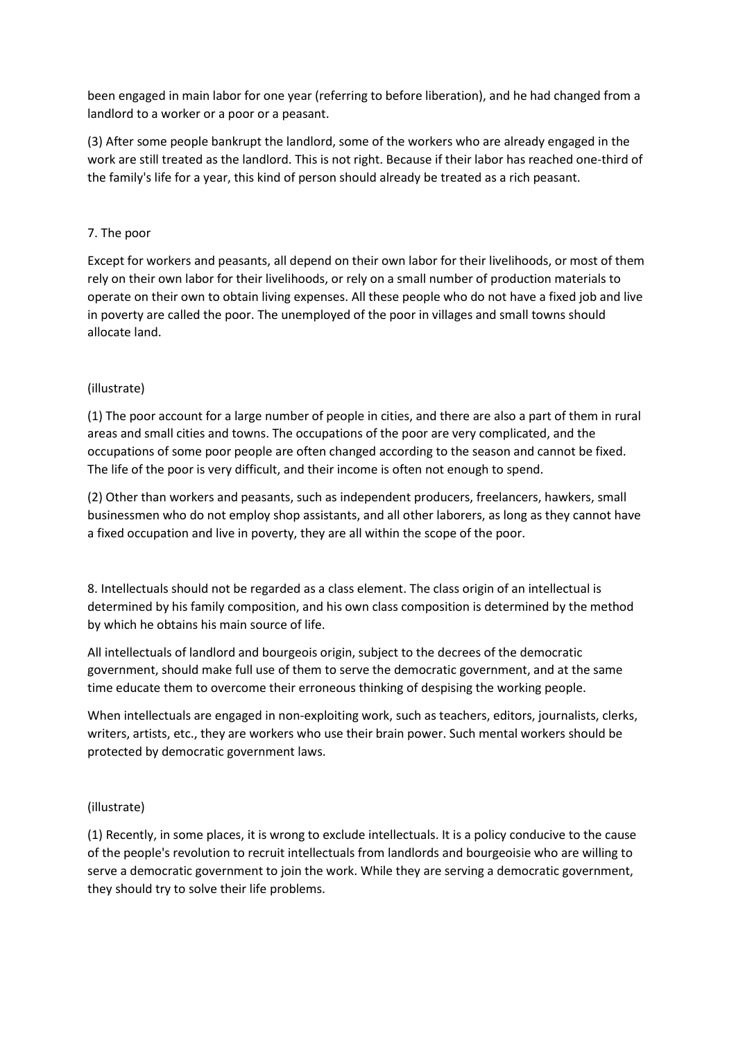been engaged in main labor for one year (referring to before liberation), and he had changed from a landlord to a worker or a poor or a peasant.

(3) After some people bankrupt the landlord, some of the workers who are already engaged in the work are still treated as the landlord. This is not right. Because if their labor has reached one-third of the family's life for a year, this kind of person should already be treated as a rich peasant.

7. The poor

Except for workers and peasants, all depend on their own labor for their livelihoods, or most of them rely on their own labor for their livelihoods, or rely on a small number of production materials to operate on their own to obtain living expenses. All these people who do not have a fixed job and live in poverty are called the poor. The unemployed of the poor in villages and small towns should allocate land.

(illustrate)

(1) The poor account for a large number of people in cities, and there are also a part of them in rural areas and small cities and towns. The occupations of the poor are very complicated, and the occupations of some poor people are often changed according to the season and cannot be fixed. The life of the poor is very difficult, and their income is often not enough to spend.

(2) Other than workers and peasants, such as independent producers, freelancers, hawkers, small businessmen who do not employ shop assistants, and all other laborers, as long as they cannot have a fixed occupation and live in poverty, they are all within the scope of the poor.

8. Intellectuals should not be regarded as a class element. The class origin of an intellectual is determined by his family composition, and his own class composition is determined by the method by which he obtains his main source of life.

All intellectuals of landlord and bourgeois origin, subject to the decrees of the democratic government, should make full use of them to serve the democratic government, and at the same time educate them to overcome their erroneous thinking of despising the working people.

When intellectuals are engaged in non-exploiting work, such as teachers, editors, journalists, clerks, writers, artists, etc., they are workers who use their brain power. Such mental workers should be protected by democratic government laws.

(illustrate)

(1) Recently, in some places, it is wrong to exclude intellectuals. It is a policy conducive to the cause of the people's revolution to recruit intellectuals from landlords and bourgeoisie who are willing to serve a democratic government to join the work. While they are serving a democratic government, they should try to solve their life problems.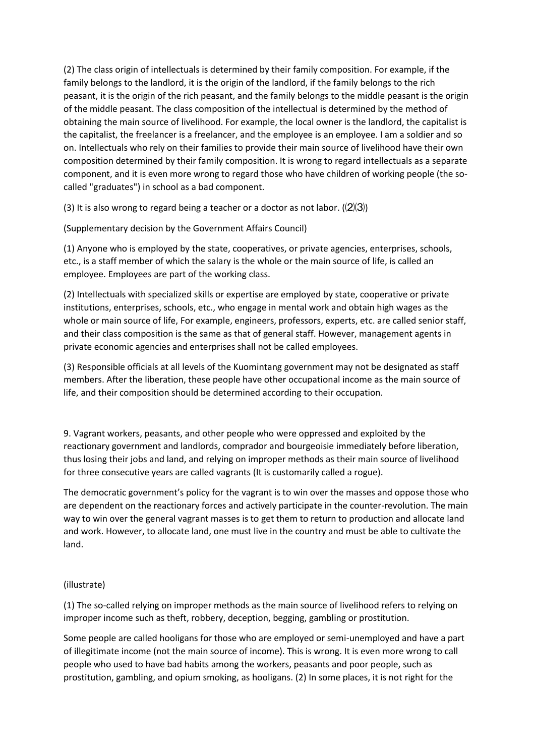(2) The class origin of intellectuals is determined by their family composition. For example, if the family belongs to the landlord, it is the origin of the landlord, if the family belongs to the rich peasant, it is the origin of the rich peasant, and the family belongs to the middle peasant is the origin of the middle peasant. The class composition of the intellectual is determined by the method of obtaining the main source of livelihood. For example, the local owner is the landlord, the capitalist is the capitalist, the freelancer is a freelancer, and the employee is an employee. I am a soldier and so on. Intellectuals who rely on their families to provide their main source of livelihood have their own composition determined by their family composition. It is wrong to regard intellectuals as a separate component, and it is even more wrong to regard those who have children of working people (the so-called "graduates") in school as a bad component.

(3) It is also wrong to regard being a teacher or a doctor as not labor. ((2)(3))

(Supplementary decision by the Government Affairs Council)

(1) Anyone who is employed by the state, cooperatives, or private agencies, enterprises, schools, etc., is a staff member of which the salary is the whole or the main source of life, is called an employee. Employees are part of the working class.

(2) Intellectuals with specialized skills or expertise are employed by state, cooperative or private institutions, enterprises, schools, etc., who engage in mental work and obtain high wages as the whole or main source of life, For example, engineers, professors, experts, etc. are called senior staff, and their class composition is the same as that of general staff. However, management agents in private economic agencies and enterprises shall not be called employees.

(3) Responsible officials at all levels of the Kuomintang government may not be designated as staff members. After the liberation, these people have other occupational income as the main source of life, and their composition should be determined according to their occupation.

9. Vagrant workers, peasants, and other people who were oppressed and exploited by the reactionary government and landlords, comprador and bourgeoisie immediately before liberation, thus losing their jobs and land, and relying on improper methods as their main source of livelihood for three consecutive years are called vagrants (It is customarily called a rogue).

The democratic government's policy for the vagrant is to win over the masses and oppose those who are dependent on the reactionary forces and actively participate in the counter-revolution. The main way to win over the general vagrant masses is to get them to return to production and allocate land and work. However, to allocate land, one must live in the country and must be able to cultivate the land.

(illustrate)

(1) The so-called relying on improper methods as the main source of livelihood refers to relying on improper income such as theft, robbery, deception, begging, gambling or prostitution.

Some people are called hooligans for those who are employed or semi-unemployed and have a part of illegitimate income (not the main source of income). This is wrong. It is even more wrong to call people who used to have bad habits among the workers, peasants and poor people, such as prostitution, gambling, and opium smoking, as hooligans. (2) In some places, it is not right for the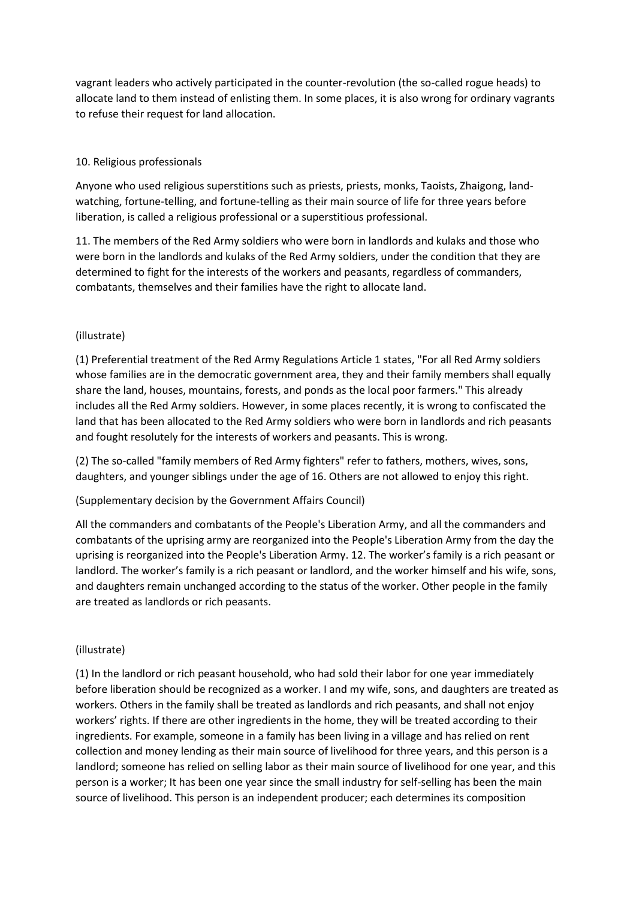vagrant leaders who actively participated in the counter-revolution (the so-called rogue heads) to allocate land to them instead of enlisting them. In some places, it is also wrong for ordinary vagrants to refuse their request for land allocation.

10. Religious professionals

Anyone who used religious superstitions such as priests, priests, monks, Taoists, Zhaigong, land-watching, fortune-telling, and fortune-telling as their main source of life for three years before liberation, is called a religious professional or a superstitious professional.

11. The members of the Red Army soldiers who were born in landlords and kulaks and those who were born in the landlords and kulaks of the Red Army soldiers, under the condition that they are determined to fight for the interests of the workers and peasants, regardless of commanders, combatants, themselves and their families have the right to allocate land.

(illustrate)

(1) Preferential treatment of the Red Army Regulations Article 1 states, "For all Red Army soldiers whose families are in the democratic government area, they and their family members shall equally share the land, houses, mountains, forests, and ponds as the local poor farmers." This already includes all the Red Army soldiers. However, in some places recently, it is wrong to confiscated the land that has been allocated to the Red Army soldiers who were born in landlords and rich peasants and fought resolutely for the interests of workers and peasants. This is wrong.

(2) The so-called "family members of Red Army fighters" refer to fathers, mothers, wives, sons, daughters, and younger siblings under the age of 16. Others are not allowed to enjoy this right.

(Supplementary decision by the Government Affairs Council)

All the commanders and combatants of the People's Liberation Army, and all the commanders and combatants of the uprising army are reorganized into the People's Liberation Army from the day the uprising is reorganized into the People's Liberation Army. 12. The worker's family is a rich peasant or landlord. The worker's family is a rich peasant or landlord, and the worker himself and his wife, sons, and daughters remain unchanged according to the status of the worker. Other people in the family are treated as landlords or rich peasants.

(illustrate)

(1) In the landlord or rich peasant household, who had sold their labor for one year immediately before liberation should be recognized as a worker. I and my wife, sons, and daughters are treated as workers. Others in the family shall be treated as landlords and rich peasants, and shall not enjoy workers' rights. If there are other ingredients in the home, they will be treated according to their ingredients. For example, someone in a family has been living in a village and has relied on rent collection and money lending as their main source of livelihood for three years, and this person is a landlord; someone has relied on selling labor as their main source of livelihood for one year, and this person is a worker; It has been one year since the small industry for self-selling has been the main source of livelihood. This person is an independent producer; each determines its composition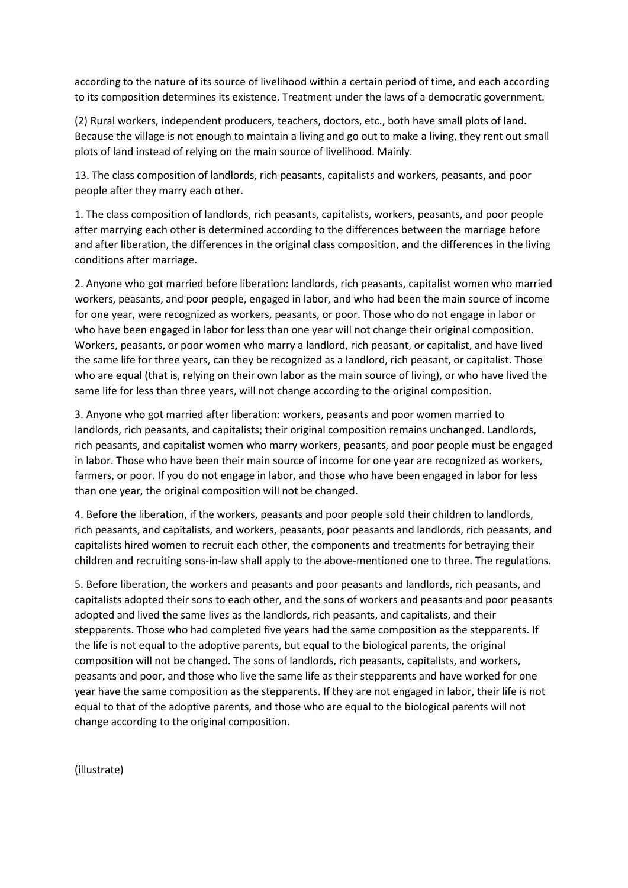according to the nature of its source of livelihood within a certain period of time, and each according to its composition determines its existence. Treatment under the laws of a democratic government.

(2) Rural workers, independent producers, teachers, doctors, etc., both have small plots of land. Because the village is not enough to maintain a living and go out to make a living, they rent out small plots of land instead of relying on the main source of livelihood. Mainly.

13. The class composition of landlords, rich peasants, capitalists and workers, peasants, and poor people after they marry each other.

1. The class composition of landlords, rich peasants, capitalists, workers, peasants, and poor people after marrying each other is determined according to the differences between the marriage before and after liberation, the differences in the original class composition, and the differences in the living conditions after marriage.

2. Anyone who got married before liberation: landlords, rich peasants, capitalist women who married workers, peasants, and poor people, engaged in labor, and who had been the main source of income for one year, were recognized as workers, peasants, or poor. Those who do not engage in labor or who have been engaged in labor for less than one year will not change their original composition. Workers, peasants, or poor women who marry a landlord, rich peasant, or capitalist, and have lived the same life for three years, can they be recognized as a landlord, rich peasant, or capitalist. Those who are equal (that is, relying on their own labor as the main source of living), or who have lived the same life for less than three years, will not change according to the original composition.

3. Anyone who got married after liberation: workers, peasants and poor women married to landlords, rich peasants, and capitalists; their original composition remains unchanged. Landlords, rich peasants, and capitalist women who marry workers, peasants, and poor people must be engaged in labor. Those who have been their main source of income for one year are recognized as workers, farmers, or poor. If you do not engage in labor, and those who have been engaged in labor for less than one year, the original composition will not be changed.

4. Before the liberation, if the workers, peasants and poor people sold their children to landlords, rich peasants, and capitalists, and workers, peasants, poor peasants and landlords, rich peasants, and capitalists hired women to recruit each other, the components and treatments for betraying their children and recruiting sons-in-law shall apply to the above-mentioned one to three. The regulations.

5. Before liberation, the workers and peasants and poor peasants and landlords, rich peasants, and capitalists adopted their sons to each other, and the sons of workers and peasants and poor peasants adopted and lived the same lives as the landlords, rich peasants, and capitalists, and their stepparents. Those who had completed five years had the same composition as the stepparents. If the life is not equal to the adoptive parents, but equal to the biological parents, the original composition will not be changed. The sons of landlords, rich peasants, capitalists, and workers, peasants and poor, and those who live the same life as their stepparents and have worked for one year have the same composition as the stepparents. If they are not engaged in labor, their life is not equal to that of the adoptive parents, and those who are equal to the biological parents will not change according to the original composition.

(illustrate)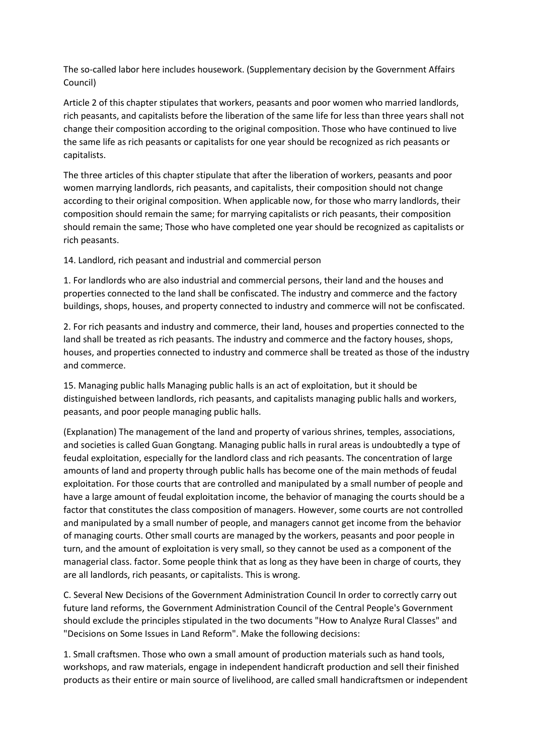The so-called labor here includes housework. (Supplementary decision by the Government Affairs Council)

Article 2 of this chapter stipulates that workers, peasants and poor women who married landlords, rich peasants, and capitalists before the liberation of the same life for less than three years shall not change their composition according to the original composition. Those who have continued to live the same life as rich peasants or capitalists for one year should be recognized as rich peasants or capitalists.

The three articles of this chapter stipulate that after the liberation of workers, peasants and poor women marrying landlords, rich peasants, and capitalists, their composition should not change according to their original composition. When applicable now, for those who marry landlords, their composition should remain the same; for marrying capitalists or rich peasants, their composition should remain the same; Those who have completed one year should be recognized as capitalists or rich peasants.

14. Landlord, rich peasant and industrial and commercial person

1. For landlords who are also industrial and commercial persons, their land and the houses and properties connected to the land shall be confiscated. The industry and commerce and the factory buildings, shops, houses, and property connected to industry and commerce will not be confiscated.

2. For rich peasants and industry and commerce, their land, houses and properties connected to the land shall be treated as rich peasants. The industry and commerce and the factory houses, shops, houses, and properties connected to industry and commerce shall be treated as those of the industry and commerce.

15. Managing public halls Managing public halls is an act of exploitation, but it should be distinguished between landlords, rich peasants, and capitalists managing public halls and workers, peasants, and poor people managing public halls.

(Explanation) The management of the land and property of various shrines, temples, associations, and societies is called Guan Gongtang. Managing public halls in rural areas is undoubtedly a type of feudal exploitation, especially for the landlord class and rich peasants. The concentration of large amounts of land and property through public halls has become one of the main methods of feudal exploitation. For those courts that are controlled and manipulated by a small number of people and have a large amount of feudal exploitation income, the behavior of managing the courts should be a factor that constitutes the class composition of managers. However, some courts are not controlled and manipulated by a small number of people, and managers cannot get income from the behavior of managing courts. Other small courts are managed by the workers, peasants and poor people in turn, and the amount of exploitation is very small, so they cannot be used as a component of the managerial class. factor. Some people think that as long as they have been in charge of courts, they are all landlords, rich peasants, or capitalists. This is wrong.

C. Several New Decisions of the Government Administration Council In order to correctly carry out future land reforms, the Government Administration Council of the Central People's Government should exclude the principles stipulated in the two documents "How to Analyze Rural Classes" and "Decisions on Some Issues in Land Reform". Make the following decisions:

1. Small craftsmen. Those who own a small amount of production materials such as hand tools, workshops, and raw materials, engage in independent handicraft production and sell their finished products as their entire or main source of livelihood, are called small handicraftsmen or independent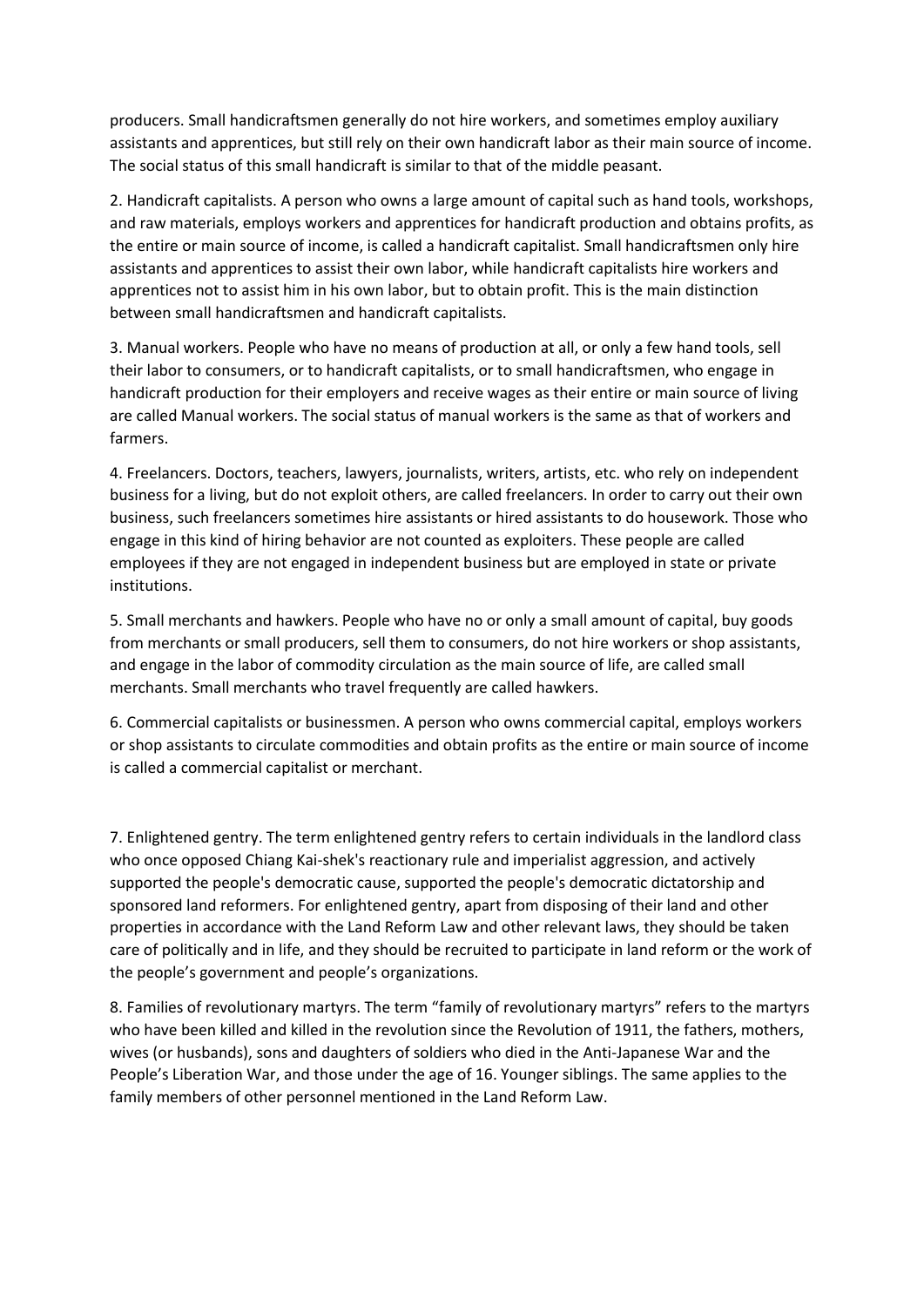producers. Small handicraftsmen generally do not hire workers, and sometimes employ auxiliary assistants and apprentices, but still rely on their own handicraft labor as their main source of income. The social status of this small handicraft is similar to that of the middle peasant.

2. Handicraft capitalists. A person who owns a large amount of capital such as hand tools, workshops, and raw materials, employs workers and apprentices for handicraft production and obtains profits, as the entire or main source of income, is called a handicraft capitalist. Small handicraftsmen only hire assistants and apprentices to assist their own labor, while handicraft capitalists hire workers and apprentices not to assist him in his own labor, but to obtain profit. This is the main distinction between small handicraftsmen and handicraft capitalists.

3. Manual workers. People who have no means of production at all, or only a few hand tools, sell their labor to consumers, or to handicraft capitalists, or to small handicraftsmen, who engage in handicraft production for their employers and receive wages as their entire or main source of living are called Manual workers. The social status of manual workers is the same as that of workers and farmers.

4. Freelancers. Doctors, teachers, lawyers, journalists, writers, artists, etc. who rely on independent business for a living, but do not exploit others, are called freelancers. In order to carry out their own business, such freelancers sometimes hire assistants or hired assistants to do housework. Those who engage in this kind of hiring behavior are not counted as exploiters. These people are called employees if they are not engaged in independent business but are employed in state or private institutions.

5. Small merchants and hawkers. People who have no or only a small amount of capital, buy goods from merchants or small producers, sell them to consumers, do not hire workers or shop assistants, and engage in the labor of commodity circulation as the main source of life, are called small merchants. Small merchants who travel frequently are called hawkers.

6. Commercial capitalists or businessmen. A person who owns commercial capital, employs workers or shop assistants to circulate commodities and obtain profits as the entire or main source of income is called a commercial capitalist or merchant.

7. Enlightened gentry. The term enlightened gentry refers to certain individuals in the landlord class who once opposed Chiang Kai-shek's reactionary rule and imperialist aggression, and actively supported the people's democratic cause, supported the people's democratic dictatorship and sponsored land reformers. For enlightened gentry, apart from disposing of their land and other properties in accordance with the Land Reform Law and other relevant laws, they should be taken care of politically and in life, and they should be recruited to participate in land reform or the work of the people's government and people's organizations.

8. Families of revolutionary martyrs. The term "family of revolutionary martyrs" refers to the martyrs who have been killed and killed in the revolution since the Revolution of 1911, the fathers, mothers, wives (or husbands), sons and daughters of soldiers who died in the Anti-Japanese War and the People's Liberation War, and those under the age of 16. Younger siblings. The same applies to the family members of other personnel mentioned in the Land Reform Law.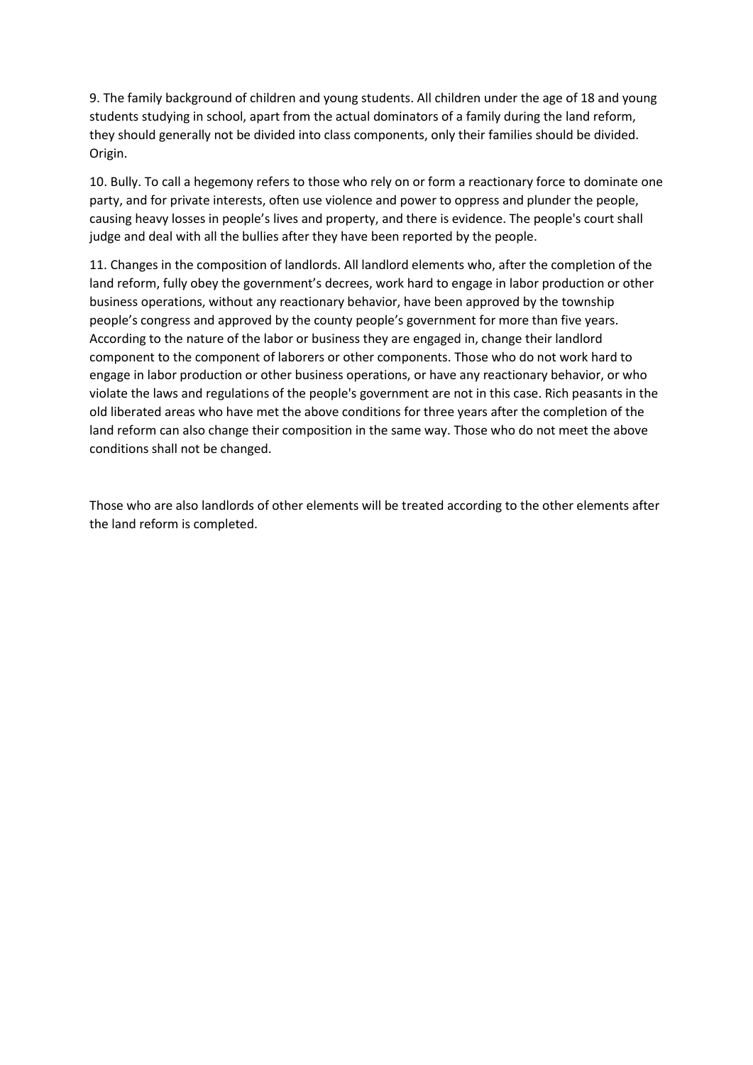9. The family background of children and young students. All children under the age of 18 and young students studying in school, apart from the actual dominators of a family during the land reform, they should generally not be divided into class components, only their families should be divided. Origin.

10. Bully. To call a hegemony refers to those who rely on or form a reactionary force to dominate one party, and for private interests, often use violence and power to oppress and plunder the people, causing heavy losses in people's lives and property, and there is evidence. The people's court shall judge and deal with all the bullies after they have been reported by the people.

11. Changes in the composition of landlords. All landlord elements who, after the completion of the land reform, fully obey the government's decrees, work hard to engage in labor production or other business operations, without any reactionary behavior, have been approved by the township people's congress and approved by the county people's government for more than five years. According to the nature of the labor or business they are engaged in, change their landlord component to the component of laborers or other components. Those who do not work hard to engage in labor production or other business operations, or have any reactionary behavior, or who violate the laws and regulations of the people's government are not in this case. Rich peasants in the old liberated areas who have met the above conditions for three years after the completion of the land reform can also change their composition in the same way. Those who do not meet the above conditions shall not be changed.

Those who are also landlords of other elements will be treated according to the other elements after the land reform is completed.